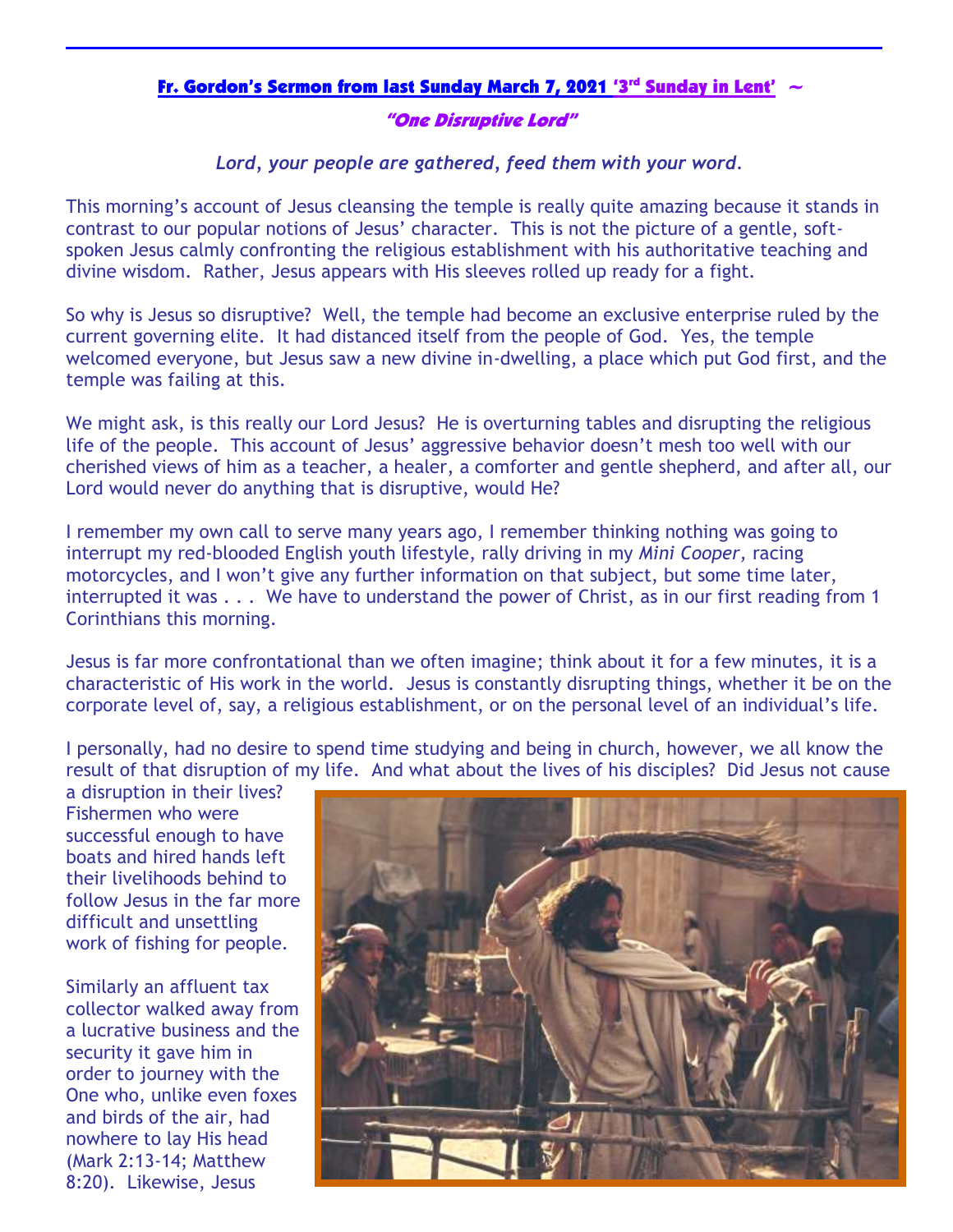## Fr. Gordon's Sermon from last Sunday March 7, 2021 '3rd Sunday in Lent' ~

### "One Disruptive Lord"

*Lord, your people are gathered, feed them with your word.*

This morning's account of Jesus cleansing the temple is really quite amazing because it stands in contrast to our popular notions of Jesus' character. This is not the picture of a gentle, soft-spoken Jesus calmly confronting the religious establishment with his authoritative teaching and divine wisdom. Rather, Jesus appears with His sleeves rolled up ready for a fight.

So why is Jesus so disruptive? Well, the temple had become an exclusive enterprise ruled by the current governing elite. It had distanced itself from the people of God. Yes, the temple welcomed everyone, but Jesus saw a new divine in-dwelling, a place which put God first, and the temple was failing at this.

We might ask, is this really our Lord Jesus? He is overturning tables and disrupting the religious life of the people. This account of Jesus' aggressive behavior doesn't mesh too well with our cherished views of him as a teacher, a healer, a comforter and gentle shepherd, and after all, our Lord would never do anything that is disruptive, would He?

I remember my own call to serve many years ago, I remember thinking nothing was going to interrupt my red-blooded English youth lifestyle, rally driving in my *Mini Cooper,* racing motorcycles, and I won't give any further information on that subject, but some time later, interrupted it was . . . We have to understand the power of Christ, as in our first reading from 1 Corinthians this morning.

Jesus is far more confrontational than we often imagine; think about it for a few minutes, it is a characteristic of His work in the world. Jesus is constantly disrupting things, whether it be on the corporate level of, say, a religious establishment, or on the personal level of an individual's life.

I personally, had no desire to spend time studying and being in church, however, we all know the result of that disruption of my life. And what about the lives of his disciples? Did Jesus not cause a disruption in their lives? Fishermen who were successful enough to have boats and hired hands left their livelihoods behind to follow Jesus in the far more difficult and unsettling work of fishing for people.

Similarly an affluent tax collector walked away from a lucrative business and the security it gave him in order to journey with the One who, unlike even foxes and birds of the air, had nowhere to lay His head (Mark 2:13-14; Matthew 8:20). Likewise, Jesus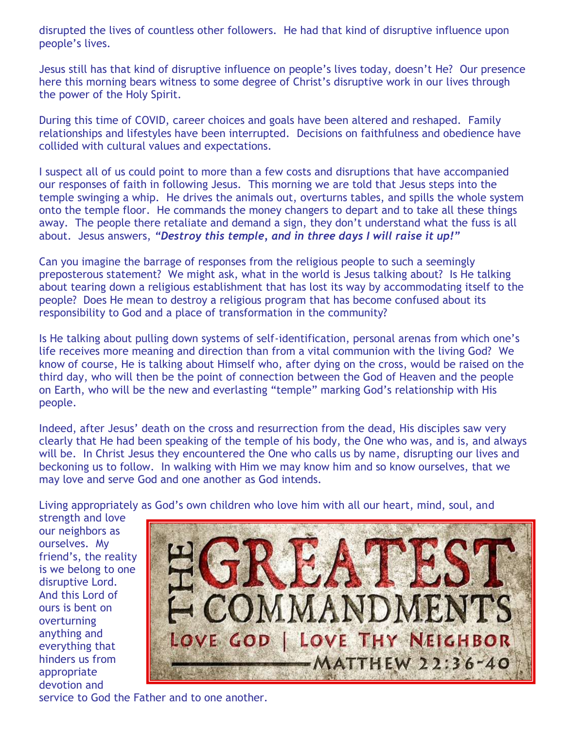disrupted the lives of countless other followers. He had that kind of disruptive influence upon people's lives.

Jesus still has that kind of disruptive influence on people's lives today, doesn't He? Our presence here this morning bears witness to some degree of Christ's disruptive work in our lives through the power of the Holy Spirit.

During this time of COVID, career choices and goals have been altered and reshaped. Family relationships and lifestyles have been interrupted. Decisions on faithfulness and obedience have collided with cultural values and expectations.

I suspect all of us could point to more than a few costs and disruptions that have accompanied our responses of faith in following Jesus. This morning we are told that Jesus steps into the temple swinging a whip. He drives the animals out, overturns tables, and spills the whole system onto the temple floor. He commands the money changers to depart and to take all these things away. The people there retaliate and demand a sign, they don't understand what the fuss is all about. Jesus answers, ***"Destroy this temple, and in three days I will raise it up!"***

Can you imagine the barrage of responses from the religious people to such a seemingly preposterous statement? We might ask, what in the world is Jesus talking about? Is He talking about tearing down a religious establishment that has lost its way by accommodating itself to the people? Does He mean to destroy a religious program that has become confused about its responsibility to God and a place of transformation in the community?

Is He talking about pulling down systems of self-identification, personal arenas from which one's life receives more meaning and direction than from a vital communion with the living God? We know of course, He is talking about Himself who, after dying on the cross, would be raised on the third day, who will then be the point of connection between the God of Heaven and the people on Earth, who will be the new and everlasting "temple" marking God's relationship with His people.

Indeed, after Jesus' death on the cross and resurrection from the dead, His disciples saw very clearly that He had been speaking of the temple of his body, the One who was, and is, and always will be. In Christ Jesus they encountered the One who calls us by name, disrupting our lives and beckoning us to follow. In walking with Him we may know him and so know ourselves, that we may love and serve God and one another as God intends.

Living appropriately as God's own children who love him with all our heart, mind, soul, and strength and love our neighbors as ourselves. My friend's, the reality is we belong to one disruptive Lord. And this Lord of ours is bent on overturning anything and everything that hinders us from appropriate devotion and service to God the Father and to one another.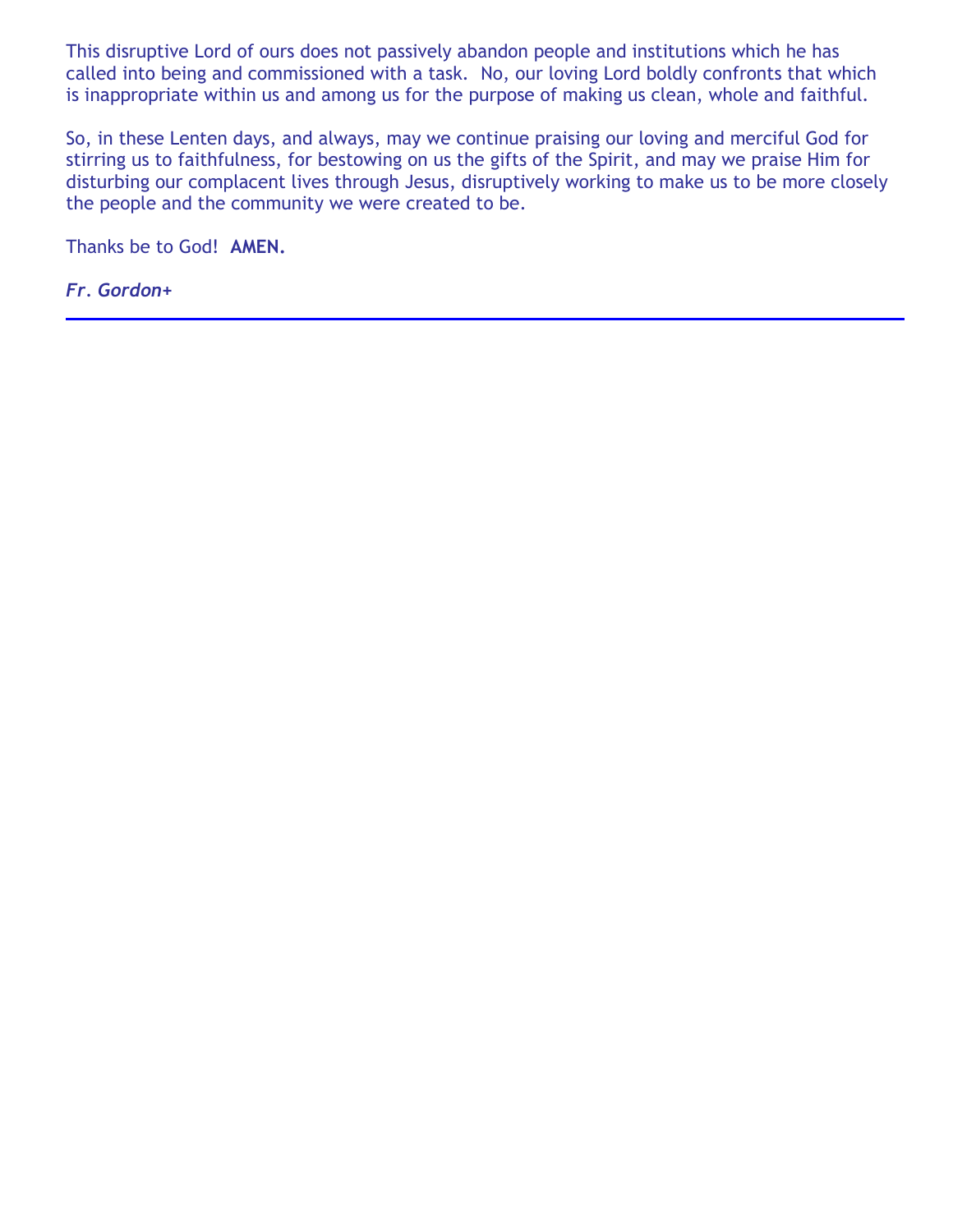This disruptive Lord of ours does not passively abandon people and institutions which he has called into being and commissioned with a task. No, our loving Lord boldly confronts that which is inappropriate within us and among us for the purpose of making us clean, whole and faithful.

So, in these Lenten days, and always, may we continue praising our loving and merciful God for stirring us to faithfulness, for bestowing on us the gifts of the Spirit, and may we praise Him for disturbing our complacent lives through Jesus, disruptively working to make us to be more closely the people and the community we were created to be.

Thanks be to God! **AMEN.**

***Fr. Gordon+***

---